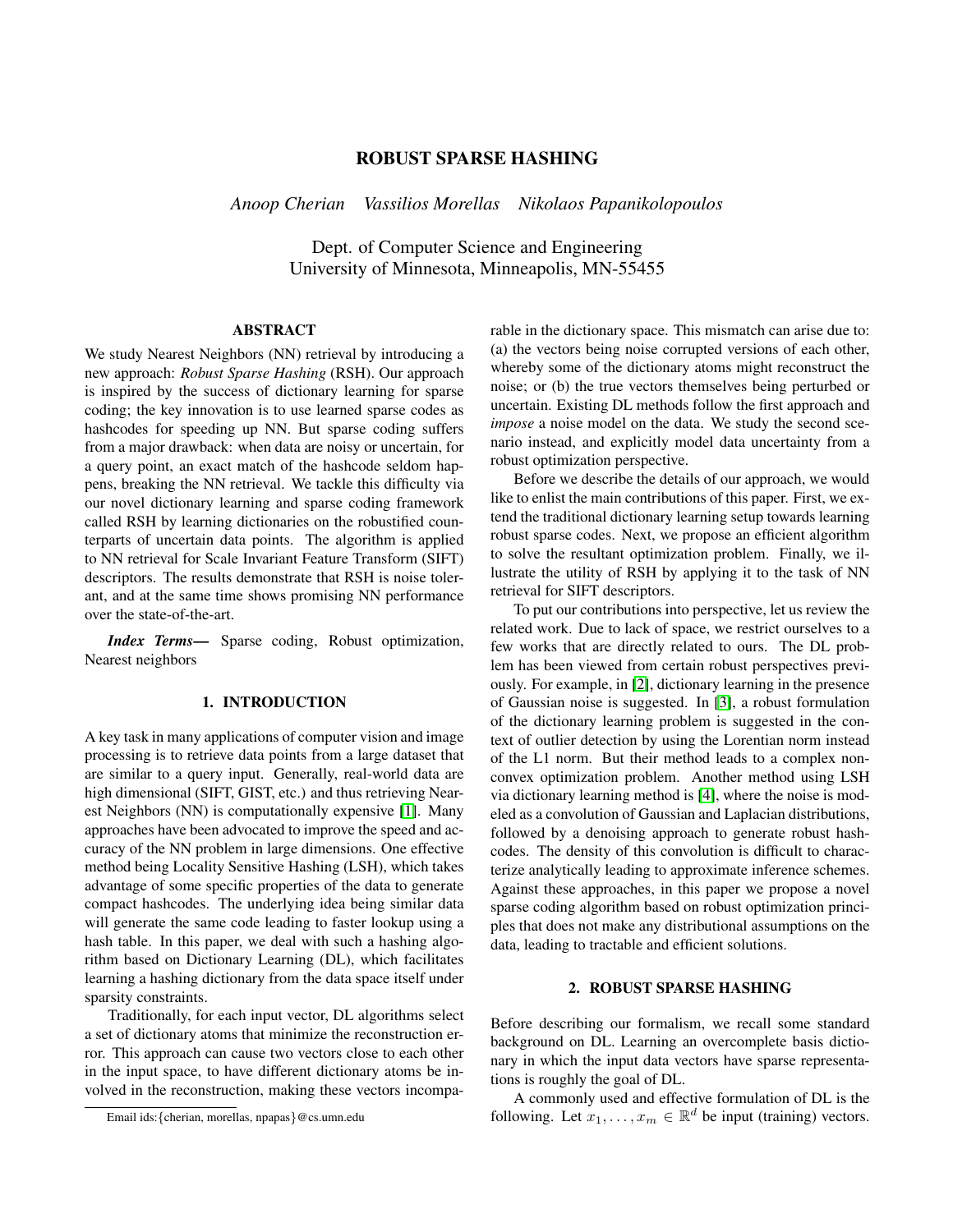# ROBUST SPARSE HASHING

*Anoop Cherian    Vassilios Morellas    Nikolaos Papanikolopoulos*

Dept. of Computer Science and Engineering
University of Minnesota, Minneapolis, MN-55455

## ABSTRACT

We study Nearest Neighbors (NN) retrieval by introducing a new approach: *Robust Sparse Hashing* (RSH). Our approach is inspired by the success of dictionary learning for sparse coding; the key innovation is to use learned sparse codes as hashcodes for speeding up NN. But sparse coding suffers from a major drawback: when data are noisy or uncertain, for a query point, an exact match of the hashcode seldom happens, breaking the NN retrieval. We tackle this difficulty via our novel dictionary learning and sparse coding framework called RSH by learning dictionaries on the robustified counterparts of uncertain data points. The algorithm is applied to NN retrieval for Scale Invariant Feature Transform (SIFT) descriptors. The results demonstrate that RSH is noise tolerant, and at the same time shows promising NN performance over the state-of-the-art.

***Index Terms*—** Sparse coding, Robust optimization, Nearest neighbors

## 1. INTRODUCTION

A key task in many applications of computer vision and image processing is to retrieve data points from a large dataset that are similar to a query input. Generally, real-world data are high dimensional (SIFT, GIST, etc.) and thus retrieving Nearest Neighbors (NN) is computationally expensive [1]. Many approaches have been advocated to improve the speed and accuracy of the NN problem in large dimensions. One effective method being Locality Sensitive Hashing (LSH), which takes advantage of some specific properties of the data to generate compact hashcodes. The underlying idea being similar data will generate the same code leading to faster lookup using a hash table. In this paper, we deal with such a hashing algorithm based on Dictionary Learning (DL), which facilitates learning a hashing dictionary from the data space itself under sparsity constraints.

Traditionally, for each input vector, DL algorithms select a set of dictionary atoms that minimize the reconstruction error. This approach can cause two vectors close to each other in the input space, to have different dictionary atoms be involved in the reconstruction, making these vectors incomparable in the dictionary space. This mismatch can arise due to: (a) the vectors being noise corrupted versions of each other, whereby some of the dictionary atoms might reconstruct the noise; or (b) the true vectors themselves being perturbed or uncertain. Existing DL methods follow the first approach and *impose* a noise model on the data. We study the second scenario instead, and explicitly model data uncertainty from a robust optimization perspective.

Before we describe the details of our approach, we would like to enlist the main contributions of this paper. First, we extend the traditional dictionary learning setup towards learning robust sparse codes. Next, we propose an efficient algorithm to solve the resultant optimization problem. Finally, we illustrate the utility of RSH by applying it to the task of NN retrieval for SIFT descriptors.

To put our contributions into perspective, let us review the related work. Due to lack of space, we restrict ourselves to a few works that are directly related to ours. The DL problem has been viewed from certain robust perspectives previously. For example, in [2], dictionary learning in the presence of Gaussian noise is suggested. In [3], a robust formulation of the dictionary learning problem is suggested in the context of outlier detection by using the Lorentian norm instead of the L1 norm. But their method leads to a complex nonconvex optimization problem. Another method using LSH via dictionary learning method is [4], where the noise is modeled as a convolution of Gaussian and Laplacian distributions, followed by a denoising approach to generate robust hashcodes. The density of this convolution is difficult to characterize analytically leading to approximate inference schemes. Against these approaches, in this paper we propose a novel sparse coding algorithm based on robust optimization principles that does not make any distributional assumptions on the data, leading to tractable and efficient solutions.

## 2. ROBUST SPARSE HASHING

Before describing our formalism, we recall some standard background on DL. Learning an overcomplete basis dictionary in which the input data vectors have sparse representations is roughly the goal of DL.

A commonly used and effective formulation of DL is the following. Let $x_1, \ldots, x_m \in \mathbb{R}^d$ be input (training) vectors.

Email ids:{cherian, morellas, npapas}@cs.umn.edu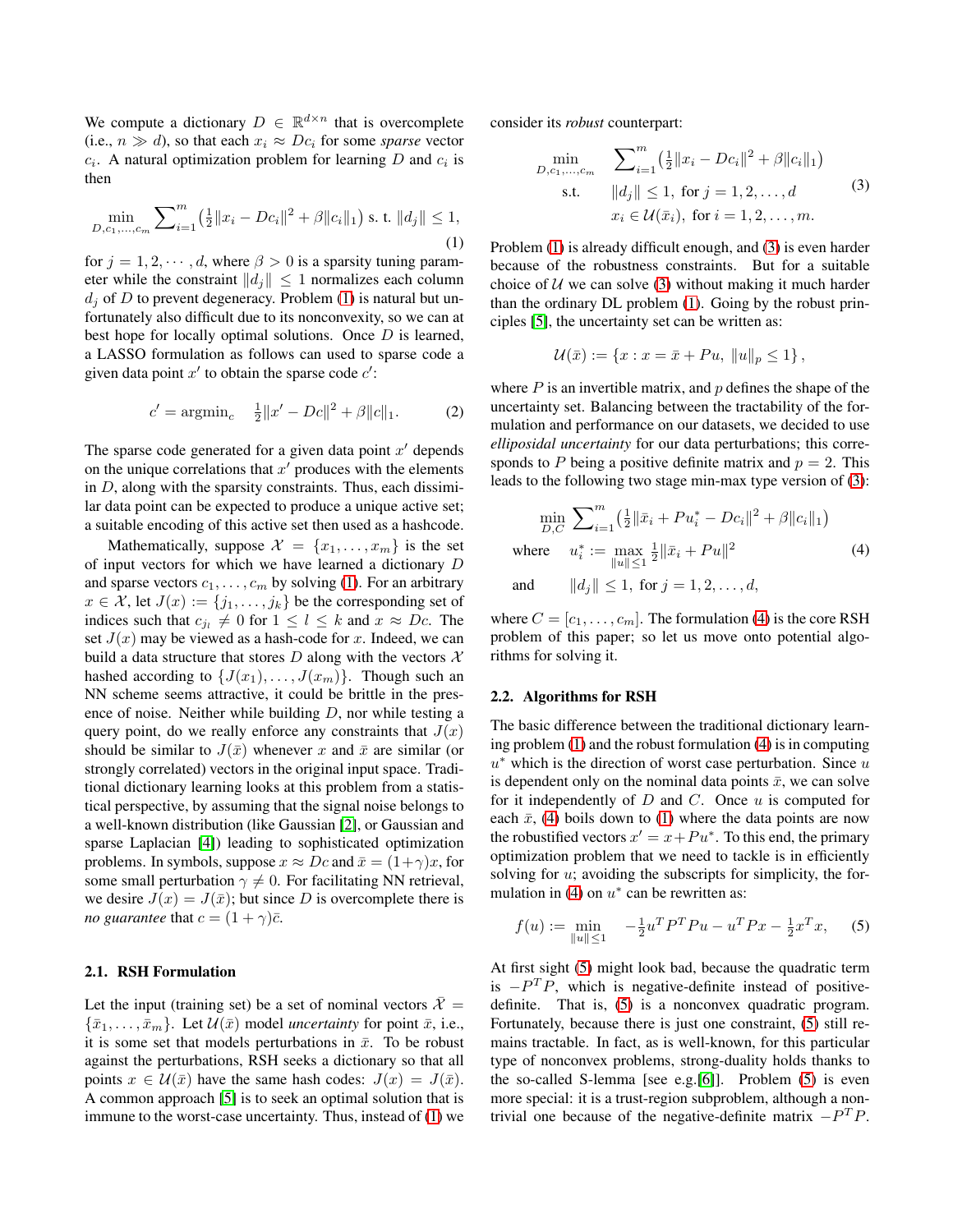We compute a dictionary $D \in \mathbb{R}^{d \times n}$ that is overcomplete (i.e., $n \gg d$), so that each $x_i \approx Dc_i$ for some *sparse* vector $c_i$. A natural optimization problem for learning $D$ and $c_i$ is then

$$\min_{D,c_1,\ldots,c_m} \sum_{i=1}^{m} \left(\tfrac{1}{2}\|x_i - Dc_i\|^2 + \beta\|c_i\|_1\right) \text{ s. t. } \|d_j\| \leq 1, \tag{1}$$

for $j = 1, 2, \cdots, d$, where $\beta > 0$ is a sparsity tuning parameter while the constraint $\|d_j\| \leq 1$ normalizes each column $d_j$ of $D$ to prevent degeneracy. Problem (1) is natural but unfortunately also difficult due to its nonconvexity, so we can at best hope for locally optimal solutions. Once $D$ is learned, a LASSO formulation as follows can used to sparse code a given data point $x'$ to obtain the sparse code $c'$:

$$c' = \operatorname{argmin}_c \quad \tfrac{1}{2}\|x' - Dc\|^2 + \beta\|c\|_1. \tag{2}$$

The sparse code generated for a given data point $x'$ depends on the unique correlations that $x'$ produces with the elements in $D$, along with the sparsity constraints. Thus, each dissimilar data point can be expected to produce a unique active set; a suitable encoding of this active set then used as a hashcode.

Mathematically, suppose $\mathcal{X} = \{x_1, \ldots, x_m\}$ is the set of input vectors for which we have learned a dictionary $D$ and sparse vectors $c_1, \ldots, c_m$ by solving (1). For an arbitrary $x \in \mathcal{X}$, let $J(x) := \{j_1, \ldots, j_k\}$ be the corresponding set of indices such that $c_{j_l} \neq 0$ for $1 \leq l \leq k$ and $x \approx Dc$. The set $J(x)$ may be viewed as a hash-code for $x$. Indeed, we can build a data structure that stores $D$ along with the vectors $\mathcal{X}$ hashed according to $\{J(x_1), \ldots, J(x_m)\}$. Though such an NN scheme seems attractive, it could be brittle in the presence of noise. Neither while building $D$, nor while testing a query point, do we really enforce any constraints that $J(x)$ should be similar to $J(\bar{x})$ whenever $x$ and $\bar{x}$ are similar (or strongly correlated) vectors in the original input space. Traditional dictionary learning looks at this problem from a statistical perspective, by assuming that the signal noise belongs to a well-known distribution (like Gaussian [2], or Gaussian and sparse Laplacian [4]) leading to sophisticated optimization problems. In symbols, suppose $x \approx Dc$ and $\bar{x} = (1+\gamma)x$, for some small perturbation $\gamma \neq 0$. For facilitating NN retrieval, we desire $J(x) = J(\bar{x})$; but since $D$ is overcomplete there is *no guarantee* that $c = (1+\gamma)\bar{c}$.

### 2.1. RSH Formulation

Let the input (training set) be a set of nominal vectors $\bar{\mathcal{X}} = \{\bar{x}_1, \ldots, \bar{x}_m\}$. Let $\mathcal{U}(\bar{x})$ model *uncertainty* for point $\bar{x}$, i.e., it is some set that models perturbations in $\bar{x}$. To be robust against the perturbations, RSH seeks a dictionary so that all points $x \in \mathcal{U}(\bar{x})$ have the same hash codes: $J(x) = J(\bar{x})$. A common approach [5] is to seek an optimal solution that is immune to the worst-case uncertainty. Thus, instead of (1) we consider its *robust* counterpart:

$$\begin{aligned}
\min_{D,c_1,\ldots,c_m} \quad & \sum_{i=1}^{m} \left(\tfrac{1}{2}\|x_i - Dc_i\|^2 + \beta\|c_i\|_1\right) \\
\text{s.t.} \quad & \|d_j\| \leq 1, \text{ for } j = 1, 2, \ldots, d \\
& x_i \in \mathcal{U}(\bar{x}_i), \text{ for } i = 1, 2, \ldots, m.
\end{aligned} \tag{3}$$

Problem (1) is already difficult enough, and (3) is even harder because of the robustness constraints. But for a suitable choice of $\mathcal{U}$ we can solve (3) without making it much harder than the ordinary DL problem (1). Going by the robust principles [5], the uncertainty set can be written as:

$$\mathcal{U}(\bar{x}) := \{x : x = \bar{x} + Pu, \ \|u\|_p \leq 1\},$$

where $P$ is an invertible matrix, and $p$ defines the shape of the uncertainty set. Balancing between the tractability of the formulation and performance on our datasets, we decided to use *ellipsoidal uncertainty* for our data perturbations; this corresponds to $P$ being a positive definite matrix and $p = 2$. This leads to the following two stage min-max type version of (3):

$$\begin{aligned}
& \min_{D,C} \sum_{i=1}^{m} \left(\tfrac{1}{2}\|\bar{x}_i + Pu_i^* - Dc_i\|^2 + \beta\|c_i\|_1\right) \\
\text{where} \quad & u_i^* := \max_{\|u\| \leq 1} \tfrac{1}{2}\|\bar{x}_i + Pu\|^2 \\
\text{and} \quad & \|d_j\| \leq 1, \text{ for } j = 1, 2, \ldots, d,
\end{aligned} \tag{4}$$

where $C = [c_1, \ldots, c_m]$. The formulation (4) is the core RSH problem of this paper; so let us move onto potential algorithms for solving it.

### 2.2. Algorithms for RSH

The basic difference between the traditional dictionary learning problem (1) and the robust formulation (4) is in computing $u^*$ which is the direction of worst case perturbation. Since $u$ is dependent only on the nominal data points $\bar{x}$, we can solve for it independently of $D$ and $C$. Once $u$ is computed for each $\bar{x}$, (4) boils down to (1) where the data points are now the robustified vectors $x' = x + Pu^*$. To this end, the primary optimization problem that we need to tackle is in efficiently solving for $u$; avoiding the subscripts for simplicity, the formulation in (4) on $u^*$ can be rewritten as:

$$f(u) := \min_{\|u\| \leq 1} \quad -\tfrac{1}{2}u^T P^T P u - u^T P x - \tfrac{1}{2}x^T x, \tag{5}$$

At first sight (5) might look bad, because the quadratic term is $-P^T P$, which is negative-definite instead of positive-definite. That is, (5) is a nonconvex quadratic program. Fortunately, because there is just one constraint, (5) still remains tractable. In fact, as is well-known, for this particular type of nonconvex problems, strong-duality holds thanks to the so-called S-lemma [see e.g.[6]]. Problem (5) is even more special: it is a trust-region subproblem, although a nontrivial one because of the negative-definite matrix $-P^T P$.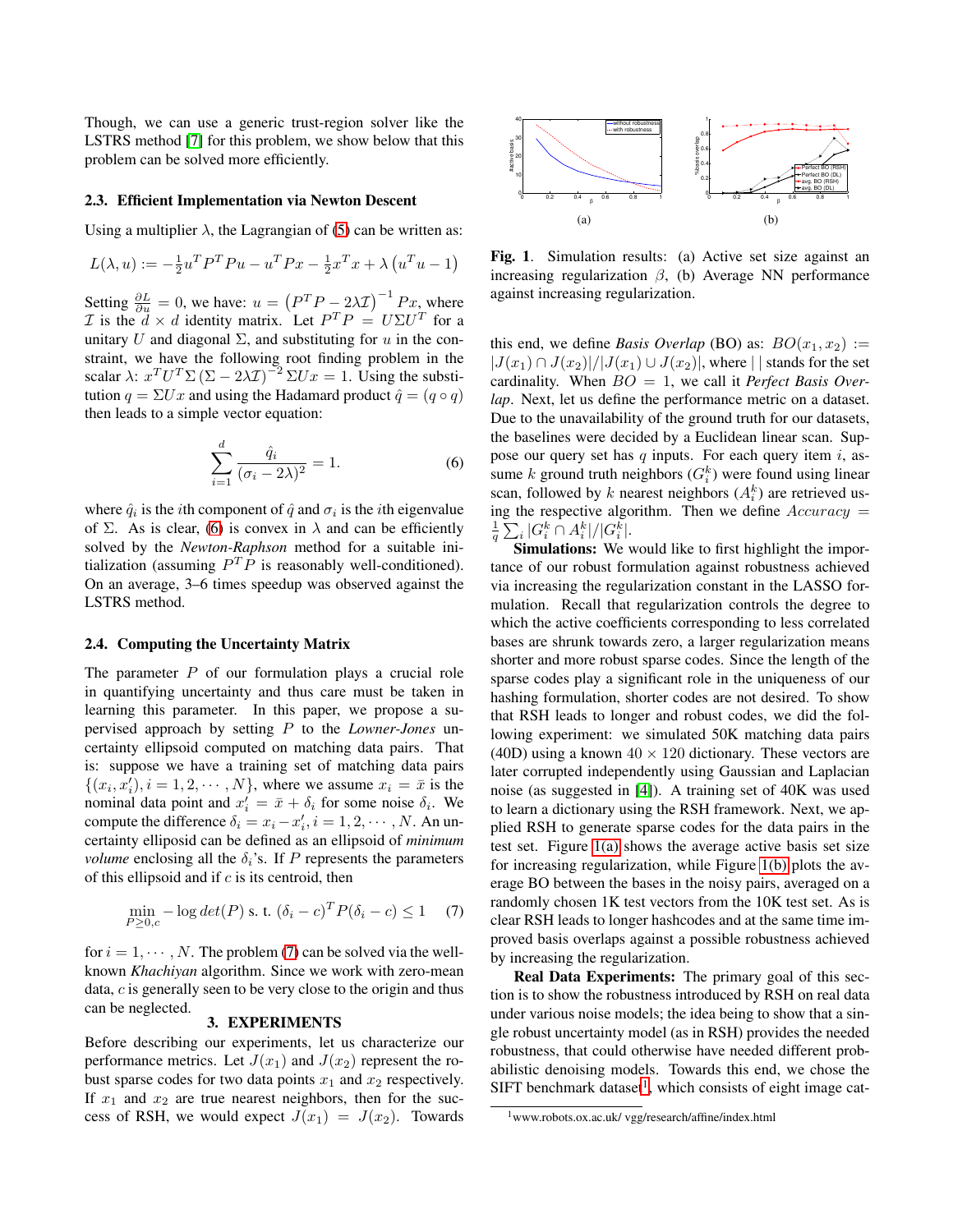Though, we can use a generic trust-region solver like the LSTRS method [7] for this problem, we show below that this problem can be solved more efficiently.

### 2.3. Efficient Implementation via Newton Descent

Using a multiplier $\lambda$, the Lagrangian of (5) can be written as:

$$L(\lambda, u) := -\frac{1}{2}u^T P^T P u - u^T P x - \frac{1}{2}x^T x + \lambda\left(u^T u - 1\right)$$

Setting $\frac{\partial L}{\partial u} = 0$, we have: $u = \left(P^T P - 2\lambda\mathcal{I}\right)^{-1} Px$, where $\mathcal{I}$ is the $d \times d$ identity matrix. Let $P^T P = U \Sigma U^T$ for a unitary $U$ and diagonal $\Sigma$, and substituting for $u$ in the constraint, we have the following root finding problem in the scalar $\lambda$: $x^T U^T \Sigma\left(\Sigma - 2\lambda\mathcal{I}\right)^{-2}\Sigma U x = 1$. Using the substitution $q = \Sigma U x$ and using the Hadamard product $\hat{q} = (q \circ q)$ then leads to a simple vector equation:

$$\sum_{i=1}^{d} \frac{\hat{q}_i}{(\sigma_i - 2\lambda)^2} = 1. \tag{6}$$

where $\hat{q}_i$ is the $i$th component of $\hat{q}$ and $\sigma_i$ is the $i$th eigenvalue of $\Sigma$. As is clear, (6) is convex in $\lambda$ and can be efficiently solved by the *Newton-Raphson* method for a suitable initialization (assuming $P^T P$ is reasonably well-conditioned). On an average, 3–6 times speedup was observed against the LSTRS method.

### 2.4. Computing the Uncertainty Matrix

The parameter $P$ of our formulation plays a crucial role in quantifying uncertainty and thus care must be taken in learning this parameter. In this paper, we propose a supervised approach by setting $P$ to the *Lowner-Jones* uncertainty ellipsoid computed on matching data pairs. That is: suppose we have a training set of matching data pairs $\{(x_i, x_i'), i = 1, 2, \cdots, N\}$, where we assume $x_i = \bar{x}$ is the nominal data point and $x_i' = \bar{x} + \delta_i$ for some noise $\delta_i$. We compute the difference $\delta_i = x_i - x_i', i = 1, 2, \cdots, N$. An uncertainty ellipsoid can be defined as an ellipsoid of *minimum volume* enclosing all the $\delta_i$'s. If $P$ represents the parameters of this ellipsoid and if $c$ is its centroid, then

$$\min_{P \geq 0, c} -\log det(P) \text{ s. t. } (\delta_i - c)^T P(\delta_i - c) \leq 1 \tag{7}$$

for $i = 1, \cdots, N$. The problem (7) can be solved via the well-known *Khachiyan* algorithm. Since we work with zero-mean data, $c$ is generally seen to be very close to the origin and thus can be neglected.

## 3. EXPERIMENTS

Before describing our experiments, let us characterize our performance metrics. Let $J(x_1)$ and $J(x_2)$ represent the robust sparse codes for two data points $x_1$ and $x_2$ respectively. If $x_1$ and $x_2$ are true nearest neighbors, then for the success of RSH, we would expect $J(x_1) = J(x_2)$. Towards this end, we define *Basis Overlap* (BO) as: $BO(x_1, x_2) := |J(x_1) \cap J(x_2)|/|J(x_1) \cup J(x_2)|$, where $|\;|$ stands for the set cardinality. When $BO = 1$, we call it *Perfect Basis Overlap*. Next, let us define the performance metric on a dataset. Due to the unavailability of the ground truth for our datasets, the baselines were decided by a Euclidean linear scan. Suppose our query set has $q$ inputs. For each query item $i$, assume $k$ ground truth neighbors ($G_i^k$) were found using linear scan, followed by $k$ nearest neighbors ($A_i^k$) are retrieved using the respective algorithm. Then we define $Accuracy = \frac{1}{q}\sum_i |G_i^k \cap A_i^k|/|G_i^k|$.

(a) (b)

**Fig. 1**. Simulation results: (a) Active set size against an increasing regularization $\beta$, (b) Average NN performance against increasing regularization.

**Simulations:** We would like to first highlight the importance of our robust formulation against robustness achieved via increasing the regularization constant in the LASSO formulation. Recall that regularization controls the degree to which the active coefficients corresponding to less correlated bases are shrunk towards zero, a larger regularization means shorter and more robust sparse codes. Since the length of the sparse codes play a significant role in the uniqueness of our hashing formulation, shorter codes are not desired. To show that RSH leads to longer and robust codes, we did the following experiment: we simulated 50K matching data pairs (40D) using a known $40 \times 120$ dictionary. These vectors are later corrupted independently using Gaussian and Laplacian noise (as suggested in [4]). A training set of 40K was used to learn a dictionary using the RSH framework. Next, we applied RSH to generate sparse codes for the data pairs in the test set. Figure 1(a) shows the average active basis set size for increasing regularization, while Figure 1(b) plots the average BO between the bases in the noisy pairs, averaged on a randomly chosen 1K test vectors from the 10K test set. As is clear RSH leads to longer hashcodes and at the same time improved basis overlaps against a possible robustness achieved by increasing the regularization.

**Real Data Experiments:** The primary goal of this section is to show the robustness introduced by RSH on real data under various noise models; the idea being to show that a single robust uncertainty model (as in RSH) provides the needed robustness, that could otherwise have needed different probabilistic denoising models. Towards this end, we chose the SIFT benchmark dataset[1], which consists of eight image cat-

[1] www.robots.ox.ac.uk/ vgg/research/affine/index.html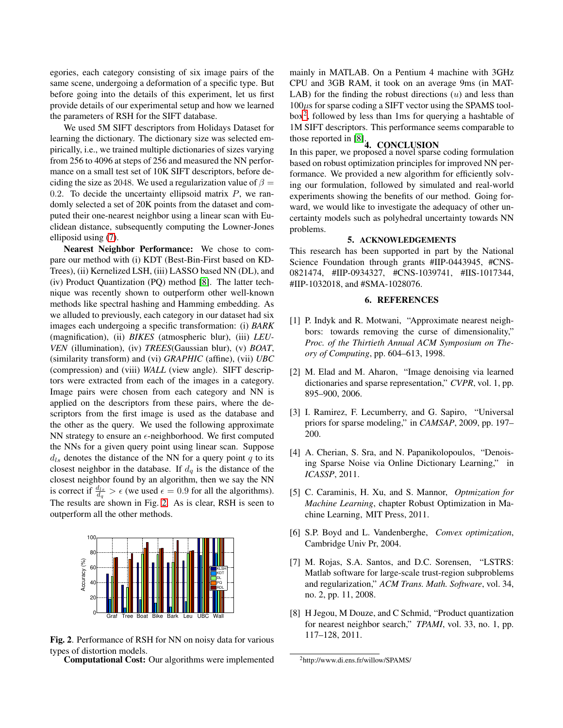egories, each category consisting of six image pairs of the same scene, undergoing a deformation of a specific type. But before going into the details of this experiment, let us first provide details of our experimental setup and how we learned the parameters of RSH for the SIFT database.

We used 5M SIFT descriptors from Holidays Dataset for learning the dictionary. The dictionary size was selected empirically, i.e., we trained multiple dictionaries of sizes varying from 256 to 4096 at steps of 256 and measured the NN performance on a small test set of 10K SIFT descriptors, before deciding the size as 2048. We used a regularization value of $\beta = 0.2$. To decide the uncertainty ellipsoid matrix $P$, we randomly selected a set of 20K points from the dataset and computed their one-nearest neighbor using a linear scan with Euclidean distance, subsequently computing the Lowner-Jones elliposid using (7).

**Nearest Neighbor Performance:** We chose to compare our method with (i) KDT (Best-Bin-First based on KD-Trees), (ii) Kernelized LSH, (iii) LASSO based NN (DL), and (iv) Product Quantization (PQ) method [8]. The latter technique was recently shown to outperform other well-known methods like spectral hashing and Hamming embedding. As we alluded to previously, each category in our dataset had six images each undergoing a specific transformation: (i) *BARK* (magnification), (ii) *BIKES* (atmospheric blur), (iii) *LEUVEN* (illumination), (iv) *TREES*(Gaussian blur), (v) *BOAT*, (similarity transform) and (vi) *GRAPHIC* (affine), (vii) *UBC* (compression) and (viii) *WALL* (view angle). SIFT descriptors were extracted from each of the images in a category. Image pairs were chosen from each category and NN is applied on the descriptors from these pairs, where the descriptors from the first image is used as the database and the other as the query. We used the following approximate NN strategy to ensure an $\epsilon$-neighborhood. We first computed the NNs for a given query point using linear scan. Suppose $d_{ls}$ denotes the distance of the NN for a query point $q$ to its closest neighbor in the database. If $d_q$ is the distance of the closest neighbor found by an algorithm, then we say the NN is correct if $\frac{d_{ls}}{d_q} > \epsilon$ (we used $\epsilon = 0.9$ for all the algorithms). The results are shown in Fig. 2. As is clear, RSH is seen to outperform all the other methods.

Accuracy (%)
100
80
60
40
20
0
Graf Tree Boat Bike Bark Leu UBC Wall
KLSH
KDT
DL
PQ
RDL

**Fig. 2**. Performance of RSH for NN on noisy data for various types of distortion models.

**Computational Cost:** Our algorithms were implemented mainly in MATLAB. On a Pentium 4 machine with 3GHz CPU and 3GB RAM, it took on an average 9ms (in MATLAB) for the finding the robust directions ($u$) and less than $100\mu$s for sparse coding a SIFT vector using the SPAMS toolbox[2], followed by less than 1ms for querying a hashtable of 1M SIFT descriptors. This performance seems comparable to those reported in [8].

## 4. CONCLUSION

In this paper, we proposed a novel sparse coding formulation based on robust optimization principles for improved NN performance. We provided a new algorithm for efficiently solving our formulation, followed by simulated and real-world experiments showing the benefits of our method. Going forward, we would like to investigate the adequacy of other uncertainty models such as polyhedral uncertainty towards NN problems.

## 5. ACKNOWLEDGEMENTS

This research has been supported in part by the National Science Foundation through grants #IIP-0443945, #CNS-0821474, #IIP-0934327, #CNS-1039741, #IIS-1017344, #IIP-1032018, and #SMA-1028076.

## 6. REFERENCES

[1] P. Indyk and R. Motwani, "Approximate nearest neighbors: towards removing the curse of dimensionality," *Proc. of the Thirtieth Annual ACM Symposium on Theory of Computing*, pp. 604–613, 1998.

[2] M. Elad and M. Aharon, "Image denoising via learned dictionaries and sparse representation," *CVPR*, vol. 1, pp. 895–900, 2006.

[3] I. Ramirez, F. Lecumberry, and G. Sapiro, "Universal priors for sparse modeling," in *CAMSAP*, 2009, pp. 197–200.

[4] A. Cherian, S. Sra, and N. Papanikolopoulos, "Denoising Sparse Noise via Online Dictionary Learning," in *ICASSP*, 2011.

[5] C. Caraminis, H. Xu, and S. Mannor, *Optmization for Machine Learning*, chapter Robust Optimization in Machine Learning, MIT Press, 2011.

[6] S.P. Boyd and L. Vandenberghe, *Convex optimization*, Cambridge Univ Pr, 2004.

[7] M. Rojas, S.A. Santos, and D.C. Sorensen, "LSTRS: Matlab software for large-scale trust-region subproblems and regularization," *ACM Trans. Math. Software*, vol. 34, no. 2, pp. 11, 2008.

[8] H Jegou, M Douze, and C Schmid, "Product quantization for nearest neighbor search," *TPAMI*, vol. 33, no. 1, pp. 117–128, 2011.

[2]http://www.di.ens.fr/willow/SPAMS/